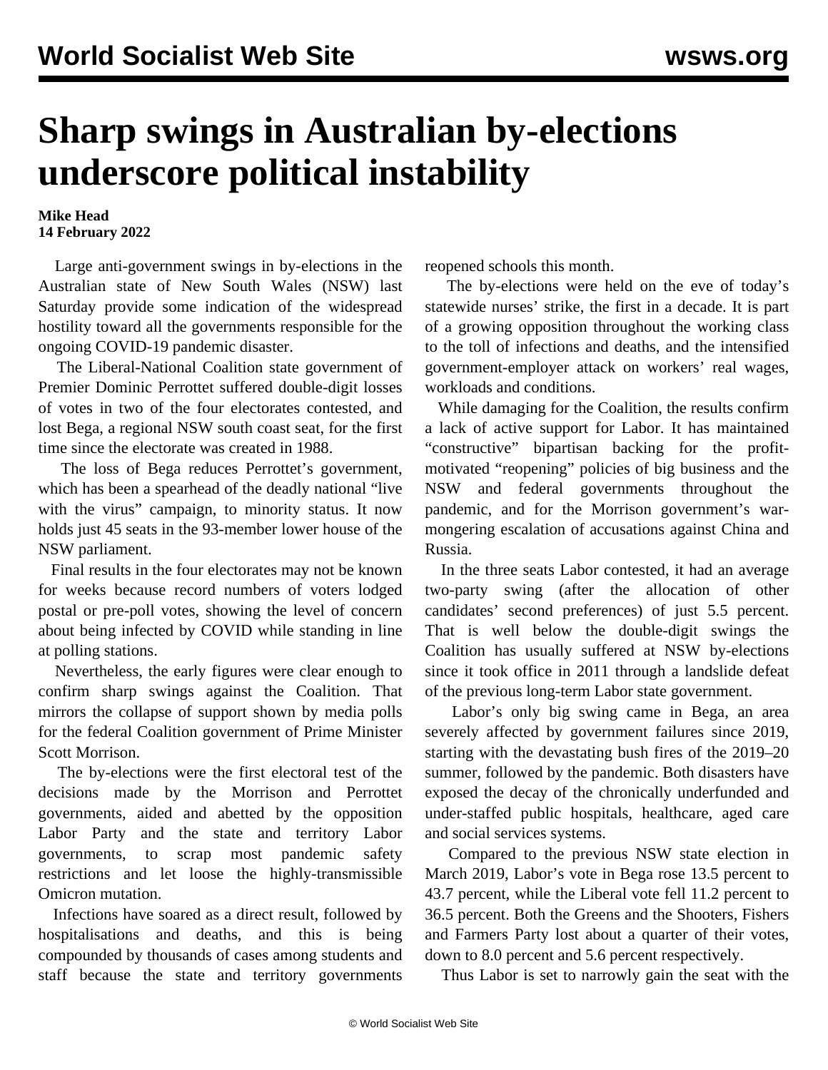# Sharp swings in Australian by-elections underscore political instability

**Mike Head**
**14 February 2022**

Large anti-government swings in by-elections in the Australian state of New South Wales (NSW) last Saturday provide some indication of the widespread hostility toward all the governments responsible for the ongoing COVID-19 pandemic disaster.

The Liberal-National Coalition state government of Premier Dominic Perrottet suffered double-digit losses of votes in two of the four electorates contested, and lost Bega, a regional NSW south coast seat, for the first time since the electorate was created in 1988.

The loss of Bega reduces Perrottet's government, which has been a spearhead of the deadly national "live with the virus" campaign, to minority status. It now holds just 45 seats in the 93-member lower house of the NSW parliament.

Final results in the four electorates may not be known for weeks because record numbers of voters lodged postal or pre-poll votes, showing the level of concern about being infected by COVID while standing in line at polling stations.

Nevertheless, the early figures were clear enough to confirm sharp swings against the Coalition. That mirrors the collapse of support shown by media polls for the federal Coalition government of Prime Minister Scott Morrison.

The by-elections were the first electoral test of the decisions made by the Morrison and Perrottet governments, aided and abetted by the opposition Labor Party and the state and territory Labor governments, to scrap most pandemic safety restrictions and let loose the highly-transmissible Omicron mutation.

Infections have soared as a direct result, followed by hospitalisations and deaths, and this is being compounded by thousands of cases among students and staff because the state and territory governments reopened schools this month.

The by-elections were held on the eve of today's statewide nurses' strike, the first in a decade. It is part of a growing opposition throughout the working class to the toll of infections and deaths, and the intensified government-employer attack on workers' real wages, workloads and conditions.

While damaging for the Coalition, the results confirm a lack of active support for Labor. It has maintained "constructive" bipartisan backing for the profit-motivated "reopening" policies of big business and the NSW and federal governments throughout the pandemic, and for the Morrison government's war-mongering escalation of accusations against China and Russia.

In the three seats Labor contested, it had an average two-party swing (after the allocation of other candidates' second preferences) of just 5.5 percent. That is well below the double-digit swings the Coalition has usually suffered at NSW by-elections since it took office in 2011 through a landslide defeat of the previous long-term Labor state government.

Labor's only big swing came in Bega, an area severely affected by government failures since 2019, starting with the devastating bush fires of the 2019–20 summer, followed by the pandemic. Both disasters have exposed the decay of the chronically underfunded and under-staffed public hospitals, healthcare, aged care and social services systems.

Compared to the previous NSW state election in March 2019, Labor's vote in Bega rose 13.5 percent to 43.7 percent, while the Liberal vote fell 11.2 percent to 36.5 percent. Both the Greens and the Shooters, Fishers and Farmers Party lost about a quarter of their votes, down to 8.0 percent and 5.6 percent respectively.

Thus Labor is set to narrowly gain the seat with the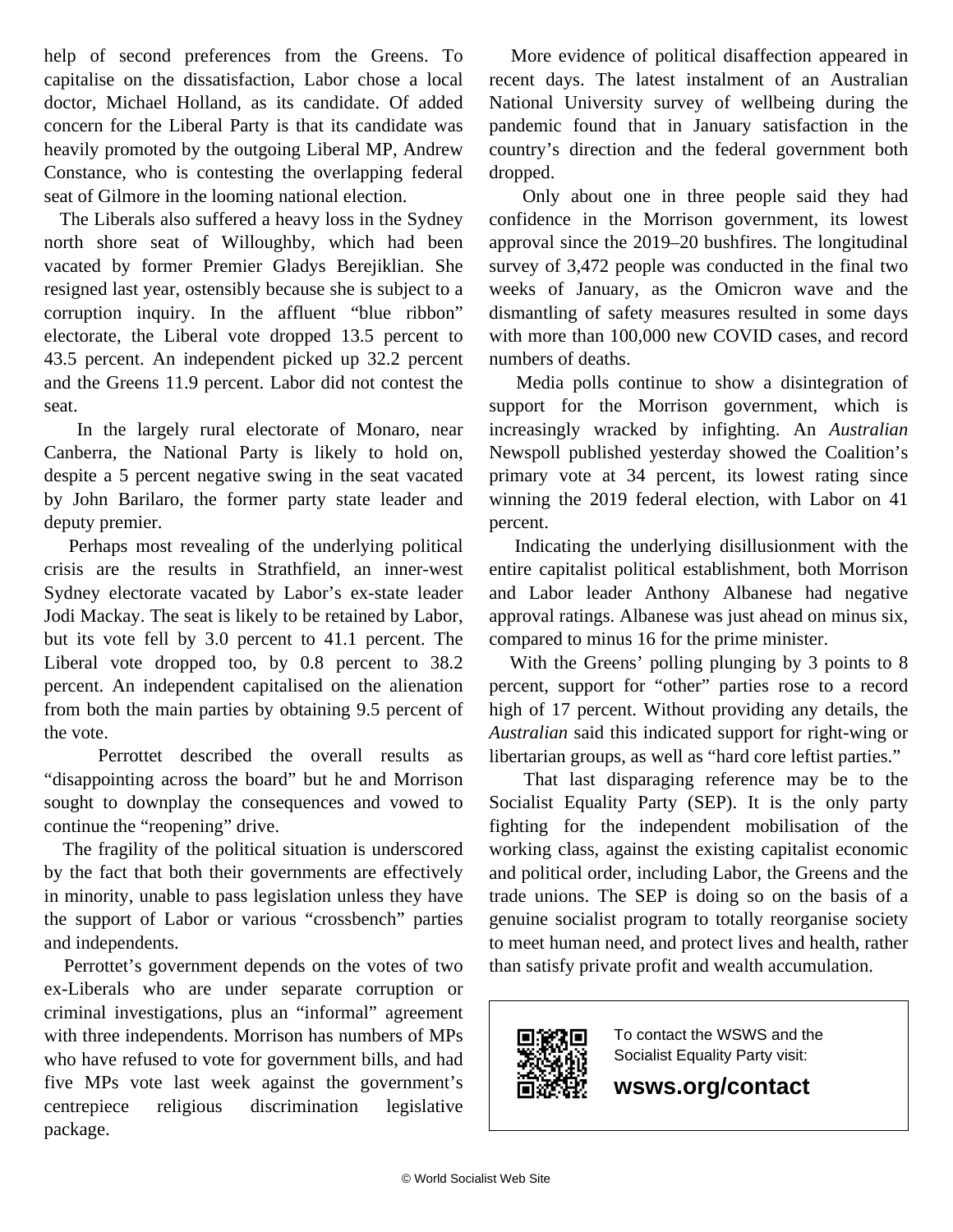help of second preferences from the Greens. To capitalise on the dissatisfaction, Labor chose a local doctor, Michael Holland, as its candidate. Of added concern for the Liberal Party is that its candidate was heavily promoted by the outgoing Liberal MP, Andrew Constance, who is contesting the overlapping federal seat of Gilmore in the looming national election.

The Liberals also suffered a heavy loss in the Sydney north shore seat of Willoughby, which had been vacated by former Premier Gladys Berejiklian. She resigned last year, ostensibly because she is subject to a corruption inquiry. In the affluent "blue ribbon" electorate, the Liberal vote dropped 13.5 percent to 43.5 percent. An independent picked up 32.2 percent and the Greens 11.9 percent. Labor did not contest the seat.

In the largely rural electorate of Monaro, near Canberra, the National Party is likely to hold on, despite a 5 percent negative swing in the seat vacated by John Barilaro, the former party state leader and deputy premier.

Perhaps most revealing of the underlying political crisis are the results in Strathfield, an inner-west Sydney electorate vacated by Labor's ex-state leader Jodi Mackay. The seat is likely to be retained by Labor, but its vote fell by 3.0 percent to 41.1 percent. The Liberal vote dropped too, by 0.8 percent to 38.2 percent. An independent capitalised on the alienation from both the main parties by obtaining 9.5 percent of the vote.

Perrottet described the overall results as "disappointing across the board" but he and Morrison sought to downplay the consequences and vowed to continue the "reopening" drive.

The fragility of the political situation is underscored by the fact that both their governments are effectively in minority, unable to pass legislation unless they have the support of Labor or various "crossbench" parties and independents.

Perrottet's government depends on the votes of two ex-Liberals who are under separate corruption or criminal investigations, plus an "informal" agreement with three independents. Morrison has numbers of MPs who have refused to vote for government bills, and had five MPs vote last week against the government's centrepiece religious discrimination legislative package.

More evidence of political disaffection appeared in recent days. The latest instalment of an Australian National University survey of wellbeing during the pandemic found that in January satisfaction in the country's direction and the federal government both dropped.

Only about one in three people said they had confidence in the Morrison government, its lowest approval since the 2019–20 bushfires. The longitudinal survey of 3,472 people was conducted in the final two weeks of January, as the Omicron wave and the dismantling of safety measures resulted in some days with more than 100,000 new COVID cases, and record numbers of deaths.

Media polls continue to show a disintegration of support for the Morrison government, which is increasingly wracked by infighting. An *Australian* Newspoll published yesterday showed the Coalition's primary vote at 34 percent, its lowest rating since winning the 2019 federal election, with Labor on 41 percent.

Indicating the underlying disillusionment with the entire capitalist political establishment, both Morrison and Labor leader Anthony Albanese had negative approval ratings. Albanese was just ahead on minus six, compared to minus 16 for the prime minister.

With the Greens' polling plunging by 3 points to 8 percent, support for "other" parties rose to a record high of 17 percent. Without providing any details, the *Australian* said this indicated support for right-wing or libertarian groups, as well as "hard core leftist parties."

That last disparaging reference may be to the Socialist Equality Party (SEP). It is the only party fighting for the independent mobilisation of the working class, against the existing capitalist economic and political order, including Labor, the Greens and the trade unions. The SEP is doing so on the basis of a genuine socialist program to totally reorganise society to meet human need, and protect lives and health, rather than satisfy private profit and wealth accumulation.

To contact the WSWS and the Socialist Equality Party visit:

**wsws.org/contact**